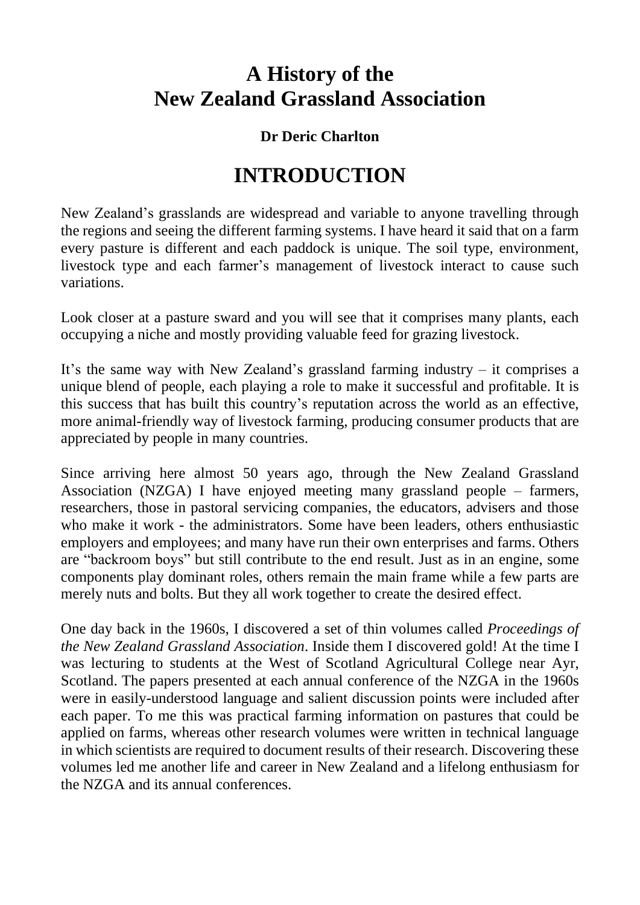# A History of the New Zealand Grassland Association

**Dr Deric Charlton**

## INTRODUCTION

New Zealand's grasslands are widespread and variable to anyone travelling through the regions and seeing the different farming systems. I have heard it said that on a farm every pasture is different and each paddock is unique. The soil type, environment, livestock type and each farmer's management of livestock interact to cause such variations.

Look closer at a pasture sward and you will see that it comprises many plants, each occupying a niche and mostly providing valuable feed for grazing livestock.

It's the same way with New Zealand's grassland farming industry – it comprises a unique blend of people, each playing a role to make it successful and profitable. It is this success that has built this country's reputation across the world as an effective, more animal-friendly way of livestock farming, producing consumer products that are appreciated by people in many countries.

Since arriving here almost 50 years ago, through the New Zealand Grassland Association (NZGA) I have enjoyed meeting many grassland people – farmers, researchers, those in pastoral servicing companies, the educators, advisers and those who make it work - the administrators. Some have been leaders, others enthusiastic employers and employees; and many have run their own enterprises and farms. Others are "backroom boys" but still contribute to the end result. Just as in an engine, some components play dominant roles, others remain the main frame while a few parts are merely nuts and bolts. But they all work together to create the desired effect.

One day back in the 1960s, I discovered a set of thin volumes called *Proceedings of the New Zealand Grassland Association*. Inside them I discovered gold! At the time I was lecturing to students at the West of Scotland Agricultural College near Ayr, Scotland. The papers presented at each annual conference of the NZGA in the 1960s were in easily-understood language and salient discussion points were included after each paper. To me this was practical farming information on pastures that could be applied on farms, whereas other research volumes were written in technical language in which scientists are required to document results of their research. Discovering these volumes led me another life and career in New Zealand and a lifelong enthusiasm for the NZGA and its annual conferences.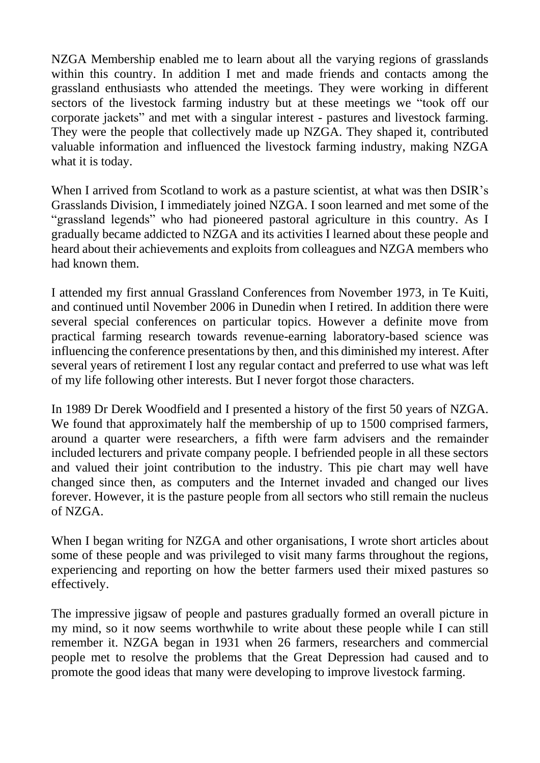NZGA Membership enabled me to learn about all the varying regions of grasslands within this country. In addition I met and made friends and contacts among the grassland enthusiasts who attended the meetings. They were working in different sectors of the livestock farming industry but at these meetings we "took off our corporate jackets" and met with a singular interest - pastures and livestock farming. They were the people that collectively made up NZGA. They shaped it, contributed valuable information and influenced the livestock farming industry, making NZGA what it is today.

When I arrived from Scotland to work as a pasture scientist, at what was then DSIR's Grasslands Division, I immediately joined NZGA. I soon learned and met some of the "grassland legends" who had pioneered pastoral agriculture in this country. As I gradually became addicted to NZGA and its activities I learned about these people and heard about their achievements and exploits from colleagues and NZGA members who had known them.

I attended my first annual Grassland Conferences from November 1973, in Te Kuiti, and continued until November 2006 in Dunedin when I retired. In addition there were several special conferences on particular topics. However a definite move from practical farming research towards revenue-earning laboratory-based science was influencing the conference presentations by then, and this diminished my interest. After several years of retirement I lost any regular contact and preferred to use what was left of my life following other interests. But I never forgot those characters.

In 1989 Dr Derek Woodfield and I presented a history of the first 50 years of NZGA. We found that approximately half the membership of up to 1500 comprised farmers, around a quarter were researchers, a fifth were farm advisers and the remainder included lecturers and private company people. I befriended people in all these sectors and valued their joint contribution to the industry. This pie chart may well have changed since then, as computers and the Internet invaded and changed our lives forever. However, it is the pasture people from all sectors who still remain the nucleus of NZGA.

When I began writing for NZGA and other organisations, I wrote short articles about some of these people and was privileged to visit many farms throughout the regions, experiencing and reporting on how the better farmers used their mixed pastures so effectively.

The impressive jigsaw of people and pastures gradually formed an overall picture in my mind, so it now seems worthwhile to write about these people while I can still remember it. NZGA began in 1931 when 26 farmers, researchers and commercial people met to resolve the problems that the Great Depression had caused and to promote the good ideas that many were developing to improve livestock farming.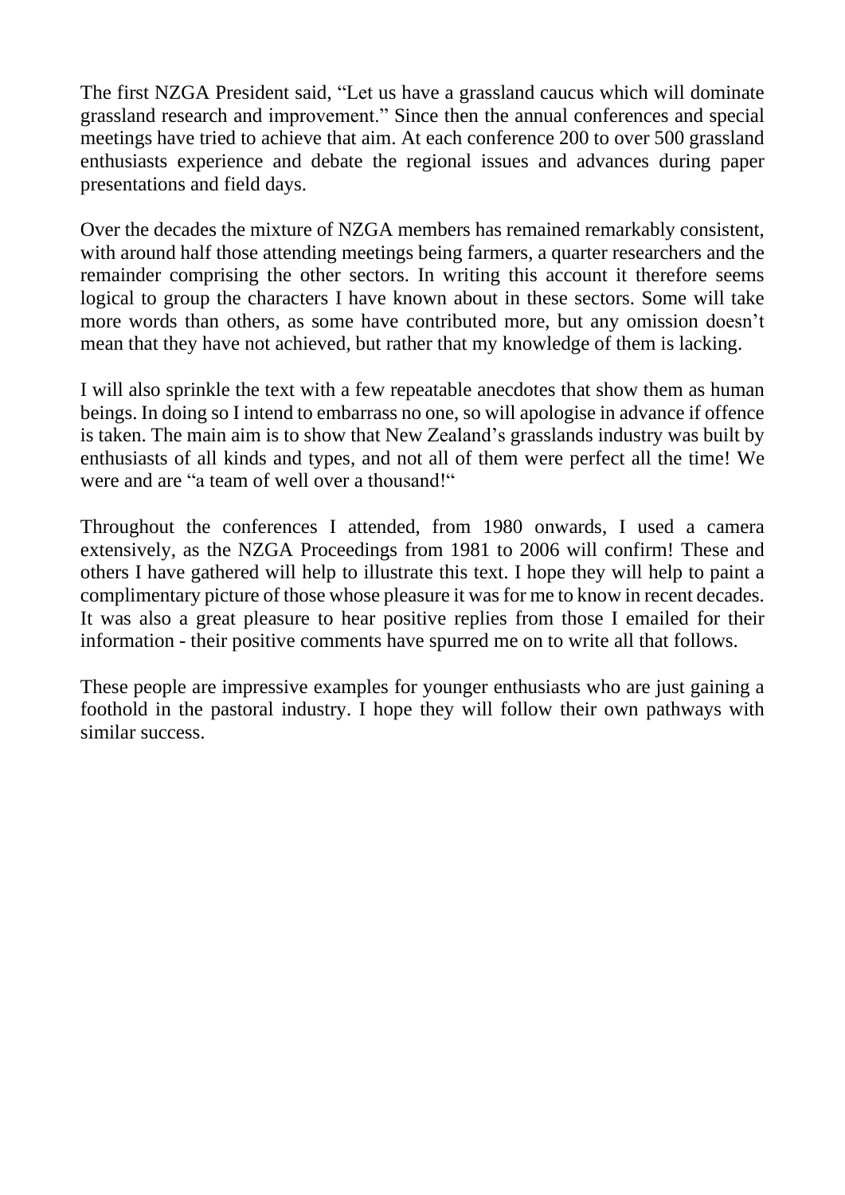The first NZGA President said, "Let us have a grassland caucus which will dominate grassland research and improvement." Since then the annual conferences and special meetings have tried to achieve that aim. At each conference 200 to over 500 grassland enthusiasts experience and debate the regional issues and advances during paper presentations and field days.

Over the decades the mixture of NZGA members has remained remarkably consistent, with around half those attending meetings being farmers, a quarter researchers and the remainder comprising the other sectors. In writing this account it therefore seems logical to group the characters I have known about in these sectors. Some will take more words than others, as some have contributed more, but any omission doesn't mean that they have not achieved, but rather that my knowledge of them is lacking.

I will also sprinkle the text with a few repeatable anecdotes that show them as human beings. In doing so I intend to embarrass no one, so will apologise in advance if offence is taken. The main aim is to show that New Zealand's grasslands industry was built by enthusiasts of all kinds and types, and not all of them were perfect all the time! We were and are "a team of well over a thousand!"

Throughout the conferences I attended, from 1980 onwards, I used a camera extensively, as the NZGA Proceedings from 1981 to 2006 will confirm! These and others I have gathered will help to illustrate this text. I hope they will help to paint a complimentary picture of those whose pleasure it was for me to know in recent decades. It was also a great pleasure to hear positive replies from those I emailed for their information - their positive comments have spurred me on to write all that follows.

These people are impressive examples for younger enthusiasts who are just gaining a foothold in the pastoral industry. I hope they will follow their own pathways with similar success.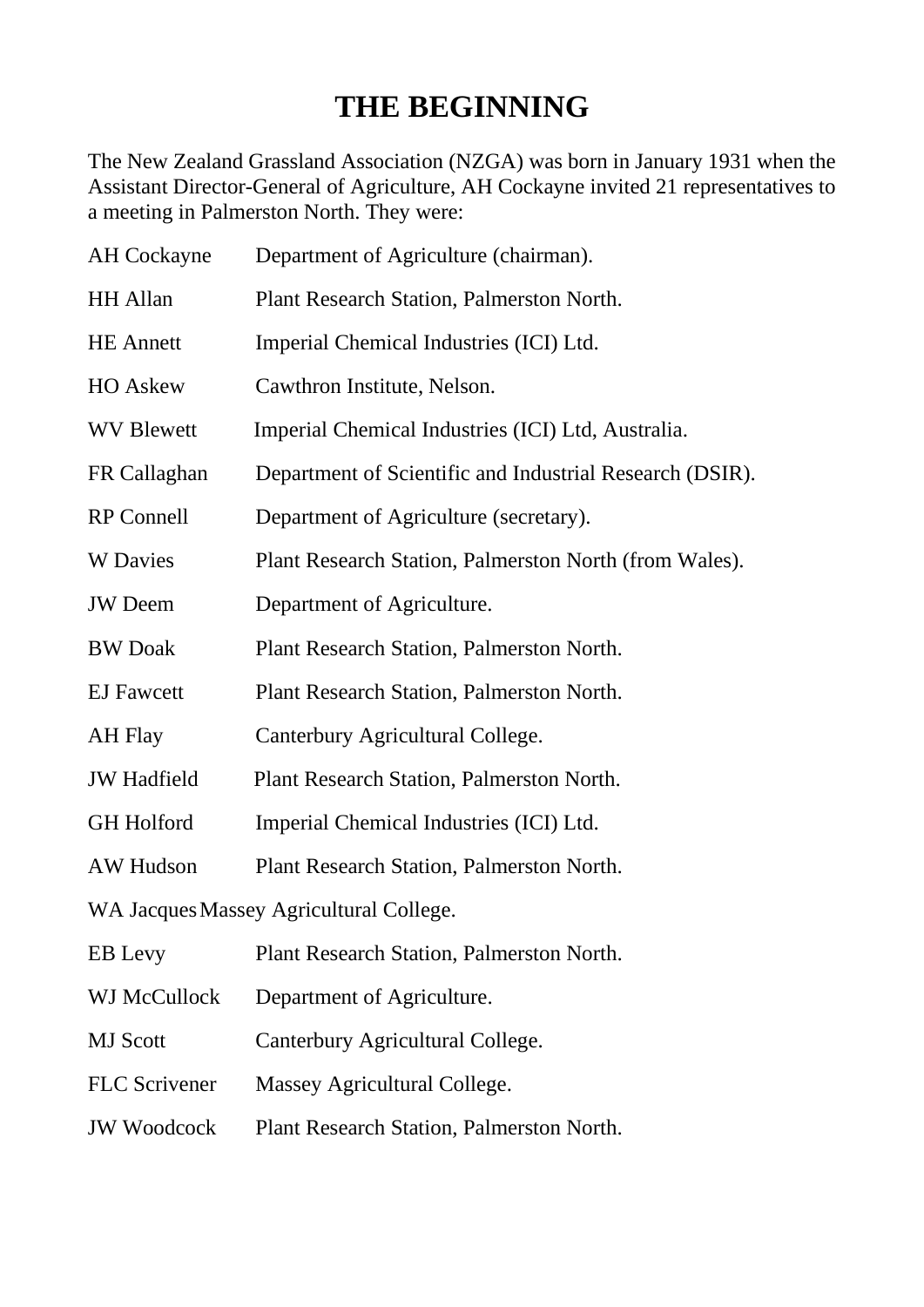# THE BEGINNING

The New Zealand Grassland Association (NZGA) was born in January 1931 when the Assistant Director-General of Agriculture, AH Cockayne invited 21 representatives to a meeting in Palmerston North. They were:

| | |
|---|---|
| AH Cockayne | Department of Agriculture (chairman). |
| HH Allan | Plant Research Station, Palmerston North. |
| HE Annett | Imperial Chemical Industries (ICI) Ltd. |
| HO Askew | Cawthron Institute, Nelson. |
| WV Blewett | Imperial Chemical Industries (ICI) Ltd, Australia. |
| FR Callaghan | Department of Scientific and Industrial Research (DSIR). |
| RP Connell | Department of Agriculture (secretary). |
| W Davies | Plant Research Station, Palmerston North (from Wales). |
| JW Deem | Department of Agriculture. |
| BW Doak | Plant Research Station, Palmerston North. |
| EJ Fawcett | Plant Research Station, Palmerston North. |
| AH Flay | Canterbury Agricultural College. |
| JW Hadfield | Plant Research Station, Palmerston North. |
| GH Holford | Imperial Chemical Industries (ICI) Ltd. |
| AW Hudson | Plant Research Station, Palmerston North. |
| WA Jacques | Massey Agricultural College. |
| EB Levy | Plant Research Station, Palmerston North. |
| WJ McCullock | Department of Agriculture. |
| MJ Scott | Canterbury Agricultural College. |
| FLC Scrivener | Massey Agricultural College. |
| JW Woodcock | Plant Research Station, Palmerston North. |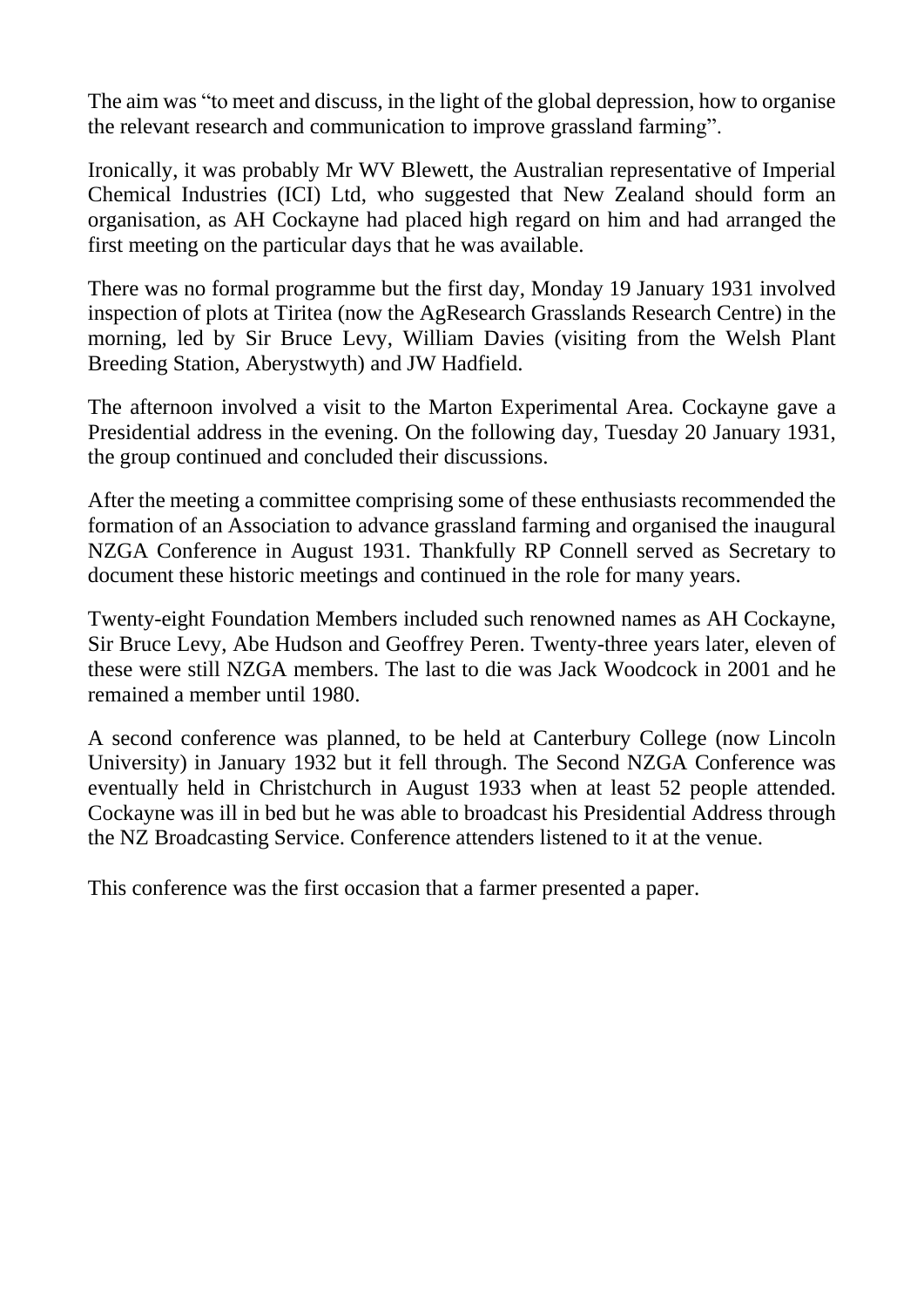The aim was "to meet and discuss, in the light of the global depression, how to organise the relevant research and communication to improve grassland farming".

Ironically, it was probably Mr WV Blewett, the Australian representative of Imperial Chemical Industries (ICI) Ltd, who suggested that New Zealand should form an organisation, as AH Cockayne had placed high regard on him and had arranged the first meeting on the particular days that he was available.

There was no formal programme but the first day, Monday 19 January 1931 involved inspection of plots at Tiritea (now the AgResearch Grasslands Research Centre) in the morning, led by Sir Bruce Levy, William Davies (visiting from the Welsh Plant Breeding Station, Aberystwyth) and JW Hadfield.

The afternoon involved a visit to the Marton Experimental Area. Cockayne gave a Presidential address in the evening. On the following day, Tuesday 20 January 1931, the group continued and concluded their discussions.

After the meeting a committee comprising some of these enthusiasts recommended the formation of an Association to advance grassland farming and organised the inaugural NZGA Conference in August 1931. Thankfully RP Connell served as Secretary to document these historic meetings and continued in the role for many years.

Twenty-eight Foundation Members included such renowned names as AH Cockayne, Sir Bruce Levy, Abe Hudson and Geoffrey Peren. Twenty-three years later, eleven of these were still NZGA members. The last to die was Jack Woodcock in 2001 and he remained a member until 1980.

A second conference was planned, to be held at Canterbury College (now Lincoln University) in January 1932 but it fell through. The Second NZGA Conference was eventually held in Christchurch in August 1933 when at least 52 people attended. Cockayne was ill in bed but he was able to broadcast his Presidential Address through the NZ Broadcasting Service. Conference attenders listened to it at the venue.

This conference was the first occasion that a farmer presented a paper.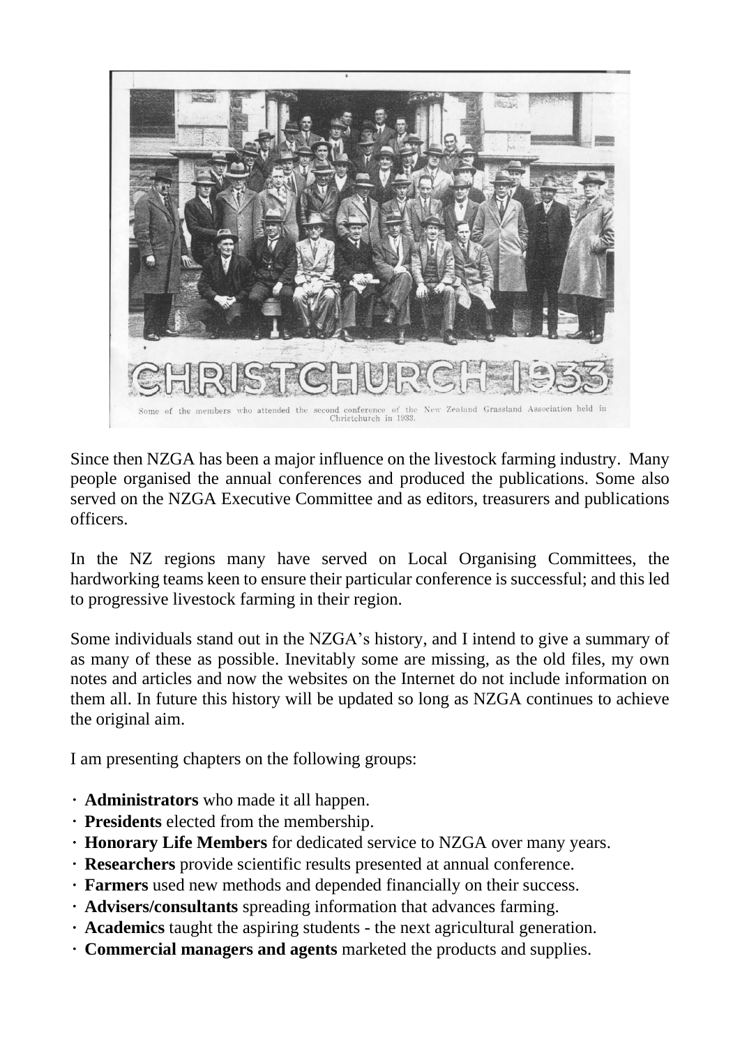CHRISTCHURCH 1933

Some of the members who attended the second conference of the New Zealand Grassland Association held in Christchurch in 1933.

Since then NZGA has been a major influence on the livestock farming industry. Many people organised the annual conferences and produced the publications. Some also served on the NZGA Executive Committee and as editors, treasurers and publications officers.

In the NZ regions many have served on Local Organising Committees, the hardworking teams keen to ensure their particular conference is successful; and this led to progressive livestock farming in their region.

Some individuals stand out in the NZGA's history, and I intend to give a summary of as many of these as possible. Inevitably some are missing, as the old files, my own notes and articles and now the websites on the Internet do not include information on them all. In future this history will be updated so long as NZGA continues to achieve the original aim.

I am presenting chapters on the following groups:

- **Administrators** who made it all happen.
- **Presidents** elected from the membership.
- **Honorary Life Members** for dedicated service to NZGA over many years.
- **Researchers** provide scientific results presented at annual conference.
- **Farmers** used new methods and depended financially on their success.
- **Advisers/consultants** spreading information that advances farming.
- **Academics** taught the aspiring students - the next agricultural generation.
- **Commercial managers and agents** marketed the products and supplies.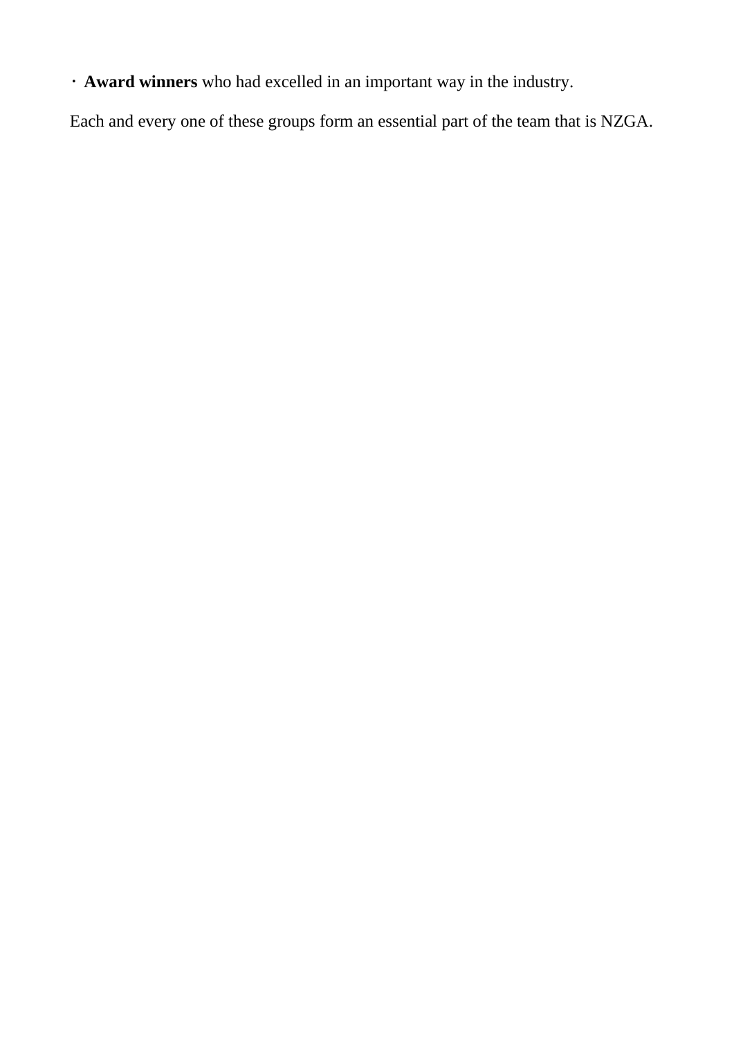- **Award winners** who had excelled in an important way in the industry.

Each and every one of these groups form an essential part of the team that is NZGA.